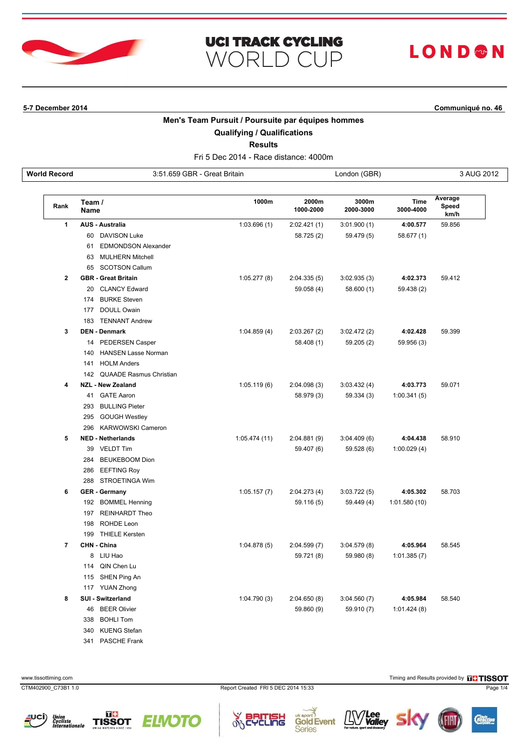# UCI TRACK CYCLING WORLD CUP

LONDON

**5-7 December 2014** **Communiqué no. 46**

## Men's Team Pursuit / Poursuite par équipes hommes

### Qualifying / Qualifications

### Results

Fri 5 Dec 2014 - Race distance: 4000m

| World Record | 3:51.659 GBR - Great Britain | London (GBR) | 3 AUG 2012 |
|---|---|---|---|

| Rank | Team / Name | 1000m | 2000m 1000-2000 | 3000m 2000-3000 | Time 3000-4000 | Average Speed km/h |
|---|---|---|---|---|---|---|
| 1 | **AUS - Australia** | 1:03.696 (1) | 2:02.421 (1) | 3:01.900 (1) | **4:00.577** | 59.856 |
| | 60 DAVISON Luke | | 58.725 (2) | 59.479 (5) | 58.677 (1) | |
| | 61 EDMONDSON Alexander | | | | | |
| | 63 MULHERN Mitchell | | | | | |
| | 65 SCOTSON Callum | | | | | |
| 2 | **GBR - Great Britain** | 1:05.277 (8) | 2:04.335 (5) | 3:02.935 (3) | **4:02.373** | 59.412 |
| | 20 CLANCY Edward | | 59.058 (4) | 58.600 (1) | 59.438 (2) | |
| | 174 BURKE Steven | | | | | |
| | 177 DOULL Owain | | | | | |
| | 183 TENNANT Andrew | | | | | |
| 3 | **DEN - Denmark** | 1:04.859 (4) | 2:03.267 (2) | 3:02.472 (2) | **4:02.428** | 59.399 |
| | 14 PEDERSEN Casper | | 58.408 (1) | 59.205 (2) | 59.956 (3) | |
| | 140 HANSEN Lasse Norman | | | | | |
| | 141 HOLM Anders | | | | | |
| | 142 QUAADE Rasmus Christian | | | | | |
| 4 | **NZL - New Zealand** | 1:05.119 (6) | 2:04.098 (3) | 3:03.432 (4) | **4:03.773** | 59.071 |
| | 41 GATE Aaron | | 58.979 (3) | 59.334 (3) | 1:00.341 (5) | |
| | 293 BULLING Pieter | | | | | |
| | 295 GOUGH Westley | | | | | |
| | 296 KARWOWSKI Cameron | | | | | |
| 5 | **NED - Netherlands** | 1:05.474 (11) | 2:04.881 (9) | 3:04.409 (6) | **4:04.438** | 58.910 |
| | 39 VELDT Tim | | 59.407 (6) | 59.528 (6) | 1:00.029 (4) | |
| | 284 BEUKEBOOM Dion | | | | | |
| | 286 EEFTING Roy | | | | | |
| | 288 STROETINGA Wim | | | | | |
| 6 | **GER - Germany** | 1:05.157 (7) | 2:04.273 (4) | 3:03.722 (5) | **4:05.302** | 58.703 |
| | 192 BOMMEL Henning | | 59.116 (5) | 59.449 (4) | 1:01.580 (10) | |
| | 197 REINHARDT Theo | | | | | |
| | 198 ROHDE Leon | | | | | |
| | 199 THIELE Kersten | | | | | |
| 7 | **CHN - China** | 1:04.878 (5) | 2:04.599 (7) | 3:04.579 (8) | **4:05.964** | 58.545 |
| | 8 LIU Hao | | 59.721 (8) | 59.980 (8) | 1:01.385 (7) | |
| | 114 QIN Chen Lu | | | | | |
| | 115 SHEN Ping An | | | | | |
| | 117 YUAN Zhong | | | | | |
| 8 | **SUI - Switzerland** | 1:04.790 (3) | 2:04.650 (8) | 3:04.560 (7) | **4:05.984** | 58.540 |
| | 46 BEER Olivier | | 59.860 (9) | 59.910 (7) | 1:01.424 (8) | |
| | 338 BOHLI Tom | | | | | |
| | 340 KUENG Stefan | | | | | |
| | 341 PASCHE Frank | | | | | |

www.tissottiming.com

Timing and Results provided by TISSOT

CTM402900_C73B1 1.0

Report Created FRI 5 DEC 2014 15:33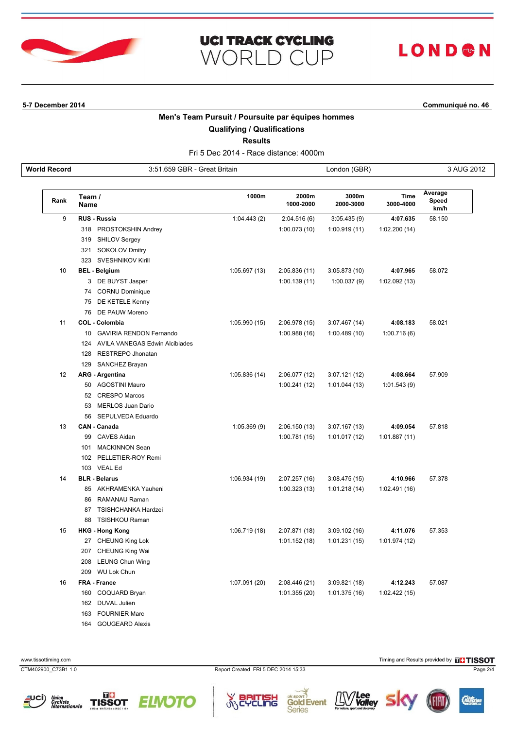# UCI TRACK CYCLING WORLD CUP

LONDON

**5-7 December 2014** — **Communiqué no. 46**

## Men's Team Pursuit / Poursuite par équipes hommes

### Qualifying / Qualifications

### Results

Fri 5 Dec 2014 - Race distance: 4000m

| World Record | 3:51.659 GBR - Great Britain | London (GBR) | 3 AUG 2012 |
|---|---|---|---|

| Rank | Team / Name | 1000m | 2000m 1000-2000 | 3000m 2000-3000 | Time 3000-4000 | Average Speed km/h |
|---|---|---|---|---|---|---|
| 9 | **RUS - Russia** | 1:04.443 (2) | 2:04.516 (6) | 3:05.435 (9) | **4:07.635** | 58.150 |
| | 318 PROSTOKSHIN Andrey | | 1:00.073 (10) | 1:00.919 (11) | 1:02.200 (14) | |
| | 319 SHILOV Sergey | | | | | |
| | 321 SOKOLOV Dmitry | | | | | |
| | 323 SVESHNIKOV Kirill | | | | | |
| 10 | **BEL - Belgium** | 1:05.697 (13) | 2:05.836 (11) | 3:05.873 (10) | **4:07.965** | 58.072 |
| | 3 DE BUYST Jasper | | 1:00.139 (11) | 1:00.037 (9) | 1:02.092 (13) | |
| | 74 CORNU Dominique | | | | | |
| | 75 DE KETELE Kenny | | | | | |
| | 76 DE PAUW Moreno | | | | | |
| 11 | **COL - Colombia** | 1:05.990 (15) | 2:06.978 (15) | 3:07.467 (14) | **4:08.183** | 58.021 |
| | 10 GAVIRIA RENDON Fernando | | 1:00.988 (16) | 1:00.489 (10) | 1:00.716 (6) | |
| | 124 AVILA VANEGAS Edwin Alcibiades | | | | | |
| | 128 RESTREPO Jhonatan | | | | | |
| | 129 SANCHEZ Brayan | | | | | |
| 12 | **ARG - Argentina** | 1:05.836 (14) | 2:06.077 (12) | 3:07.121 (12) | **4:08.664** | 57.909 |
| | 50 AGOSTINI Mauro | | 1:00.241 (12) | 1:01.044 (13) | 1:01.543 (9) | |
| | 52 CRESPO Marcos | | | | | |
| | 53 MERLOS Juan Dario | | | | | |
| | 56 SEPULVEDA Eduardo | | | | | |
| 13 | **CAN - Canada** | 1:05.369 (9) | 2:06.150 (13) | 3:07.167 (13) | **4:09.054** | 57.818 |
| | 99 CAVES Aidan | | 1:00.781 (15) | 1:01.017 (12) | 1:01.887 (11) | |
| | 101 MACKINNON Sean | | | | | |
| | 102 PELLETIER-ROY Remi | | | | | |
| | 103 VEAL Ed | | | | | |
| 14 | **BLR - Belarus** | 1:06.934 (19) | 2:07.257 (16) | 3:08.475 (15) | **4:10.966** | 57.378 |
| | 85 AKHRAMENKA Yauheni | | 1:00.323 (13) | 1:01.218 (14) | 1:02.491 (16) | |
| | 86 RAMANAU Raman | | | | | |
| | 87 TSISHCHANKA Hardzei | | | | | |
| | 88 TSISHKOU Raman | | | | | |
| 15 | **HKG - Hong Kong** | 1:06.719 (18) | 2:07.871 (18) | 3:09.102 (16) | **4:11.076** | 57.353 |
| | 27 CHEUNG King Lok | | 1:01.152 (18) | 1:01.231 (15) | 1:01.974 (12) | |
| | 207 CHEUNG King Wai | | | | | |
| | 208 LEUNG Chun Wing | | | | | |
| | 209 WU Lok Chun | | | | | |
| 16 | **FRA - France** | 1:07.091 (20) | 2:08.446 (21) | 3:09.821 (18) | **4:12.243** | 57.087 |
| | 160 COQUARD Bryan | | 1:01.355 (20) | 1:01.375 (16) | 1:02.422 (15) | |
| | 162 DUVAL Julien | | | | | |
| | 163 FOURNIER Marc | | | | | |
| | 164 GOUGEARD Alexis | | | | | |

www.tissottiming.com — Timing and Results provided by TISSOT

CTM402900_C73B1 1.0 — Report Created FRI 5 DEC 2014 15:33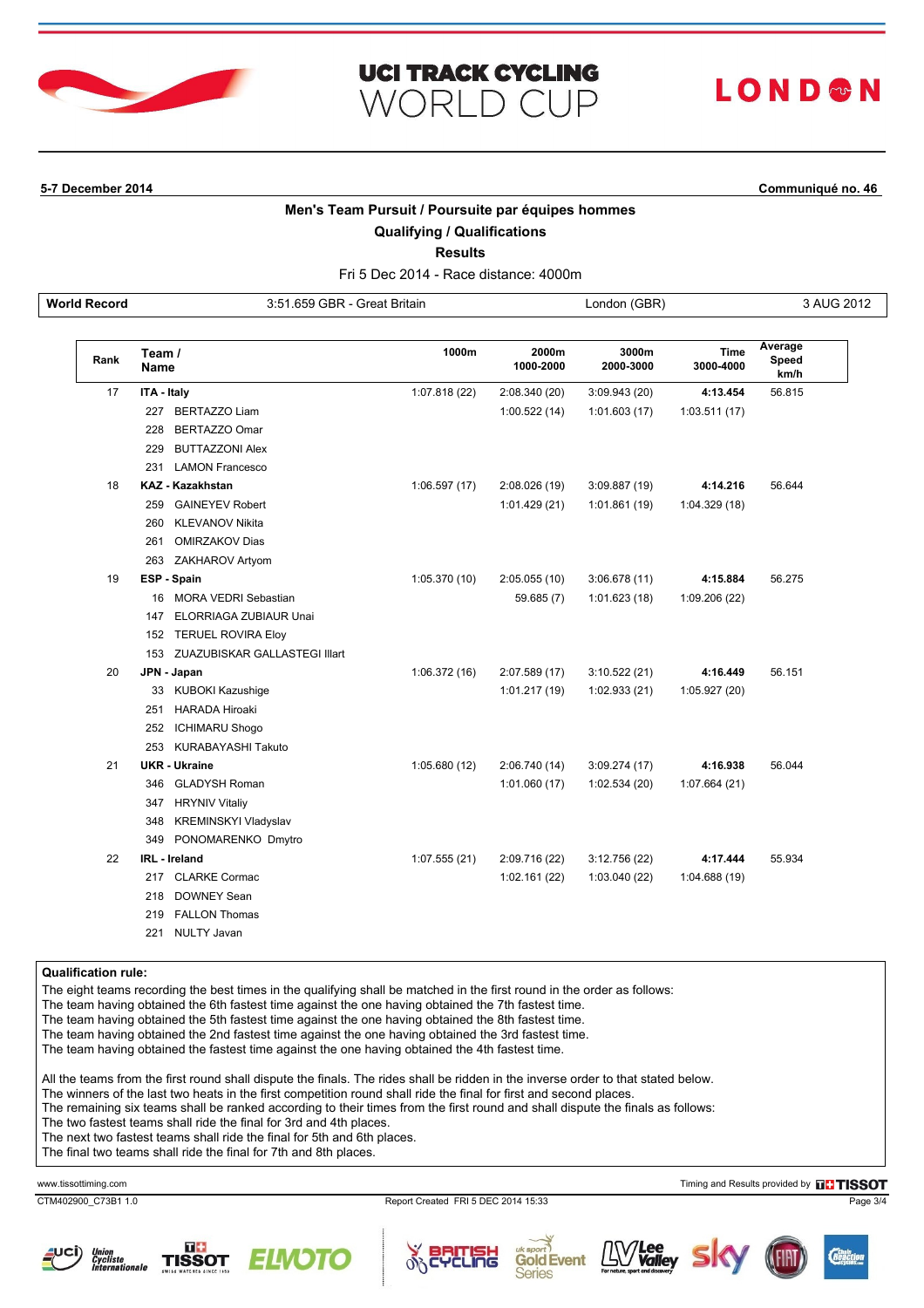5-7 December 2014 — Communiqué no. 46

## Men's Team Pursuit / Poursuite par équipes hommes

### Qualifying / Qualifications

### Results

Fri 5 Dec 2014 - Race distance: 4000m

| World Record | 3:51.659 GBR - Great Britain | London (GBR) | 3 AUG 2012 |
|---|---|---|---|

| Rank | Team / Name | 1000m | 2000m 1000-2000 | 3000m 2000-3000 | Time 3000-4000 | Average Speed km/h |
|---|---|---|---|---|---|---|
| 17 | **ITA - Italy** | 1:07.818 (22) | 2:08.340 (20) | 3:09.943 (20) | **4:13.454** | 56.815 |
| | 227 BERTAZZO Liam | | 1:00.522 (14) | 1:01.603 (17) | 1:03.511 (17) | |
| | 228 BERTAZZO Omar | | | | | |
| | 229 BUTTAZZONI Alex | | | | | |
| | 231 LAMON Francesco | | | | | |
| 18 | **KAZ - Kazakhstan** | 1:06.597 (17) | 2:08.026 (19) | 3:09.887 (19) | **4:14.216** | 56.644 |
| | 259 GAINEYEV Robert | | 1:01.429 (21) | 1:01.861 (19) | 1:04.329 (18) | |
| | 260 KLEVANOV Nikita | | | | | |
| | 261 OMIRZAKOV Dias | | | | | |
| | 263 ZAKHAROV Artyom | | | | | |
| 19 | **ESP - Spain** | 1:05.370 (10) | 2:05.055 (10) | 3:06.678 (11) | **4:15.884** | 56.275 |
| | 16 MORA VEDRI Sebastian | | 59.685 (7) | 1:01.623 (18) | 1:09.206 (22) | |
| | 147 ELORRIAGA ZUBIAUR Unai | | | | | |
| | 152 TERUEL ROVIRA Eloy | | | | | |
| | 153 ZUAZUBISKAR GALLASTEGI Illart | | | | | |
| 20 | **JPN - Japan** | 1:06.372 (16) | 2:07.589 (17) | 3:10.522 (21) | **4:16.449** | 56.151 |
| | 33 KUBOKI Kazushige | | 1:01.217 (19) | 1:02.933 (21) | 1:05.927 (20) | |
| | 251 HARADA Hiroaki | | | | | |
| | 252 ICHIMARU Shogo | | | | | |
| | 253 KURABAYASHI Takuto | | | | | |
| 21 | **UKR - Ukraine** | 1:05.680 (12) | 2:06.740 (14) | 3:09.274 (17) | **4:16.938** | 56.044 |
| | 346 GLADYSH Roman | | 1:01.060 (17) | 1:02.534 (20) | 1:07.664 (21) | |
| | 347 HRYNIV Vitaliy | | | | | |
| | 348 KREMINSKYI Vladyslav | | | | | |
| | 349 PONOMARENKO Dmytro | | | | | |
| 22 | **IRL - Ireland** | 1:07.555 (21) | 2:09.716 (22) | 3:12.756 (22) | **4:17.444** | 55.934 |
| | 217 CLARKE Cormac | | 1:02.161 (22) | 1:03.040 (22) | 1:04.688 (19) | |
| | 218 DOWNEY Sean | | | | | |
| | 219 FALLON Thomas | | | | | |
| | 221 NULTY Javan | | | | | |

**Qualification rule:**

The eight teams recording the best times in the qualifying shall be matched in the first round in the order as follows:
The team having obtained the 6th fastest time against the one having obtained the 7th fastest time.
The team having obtained the 5th fastest time against the one having obtained the 8th fastest time.
The team having obtained the 2nd fastest time against the one having obtained the 3rd fastest time.
The team having obtained the fastest time against the one having obtained the 4th fastest time.

All the teams from the first round shall dispute the finals. The rides shall be ridden in the inverse order to that stated below.
The winners of the last two heats in the first competition round shall ride the final for first and second places.
The remaining six teams shall be ranked according to their times from the first round and shall dispute the finals as follows:
The two fastest teams shall ride the final for 3rd and 4th places.
The next two fastest teams shall ride the final for 5th and 6th places.
The final two teams shall ride the final for 7th and 8th places.

www.tissottiming.com — Timing and Results provided by TISSOT

CTM402900_C73B1 1.0 — Report Created FRI 5 DEC 2014 15:33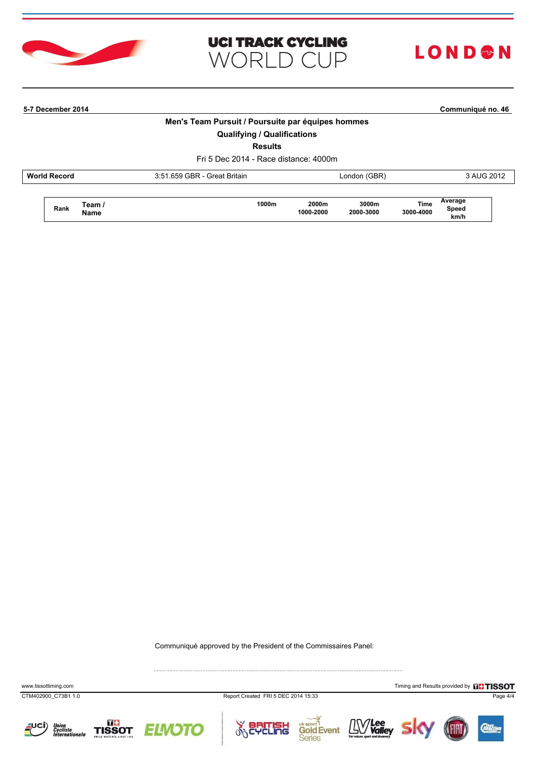# UCI TRACK CYCLING WORLD CUP

LONDON

**5-7 December 2014** | **Communiqué no. 46**

## Men's Team Pursuit / Poursuite par équipes hommes

### Qualifying / Qualifications

### Results

Fri 5 Dec 2014 - Race distance: 4000m

| **World Record** | 3:51.659 GBR - Great Britain | London (GBR) | 3 AUG 2012 |
|---|---|---|---|

| Rank | Team / Name | 1000m | 2000m 1000-2000 | 3000m 2000-3000 | Time 3000-4000 | Average Speed km/h |
|---|---|---|---|---|---|---|

Communiqué approved by the President of the Commissaires Panel:

www.tissottiming.com | Timing and Results provided by TISSOT

CTM402900_C73B1 1.0 | Report Created FRI 5 DEC 2014 15:33